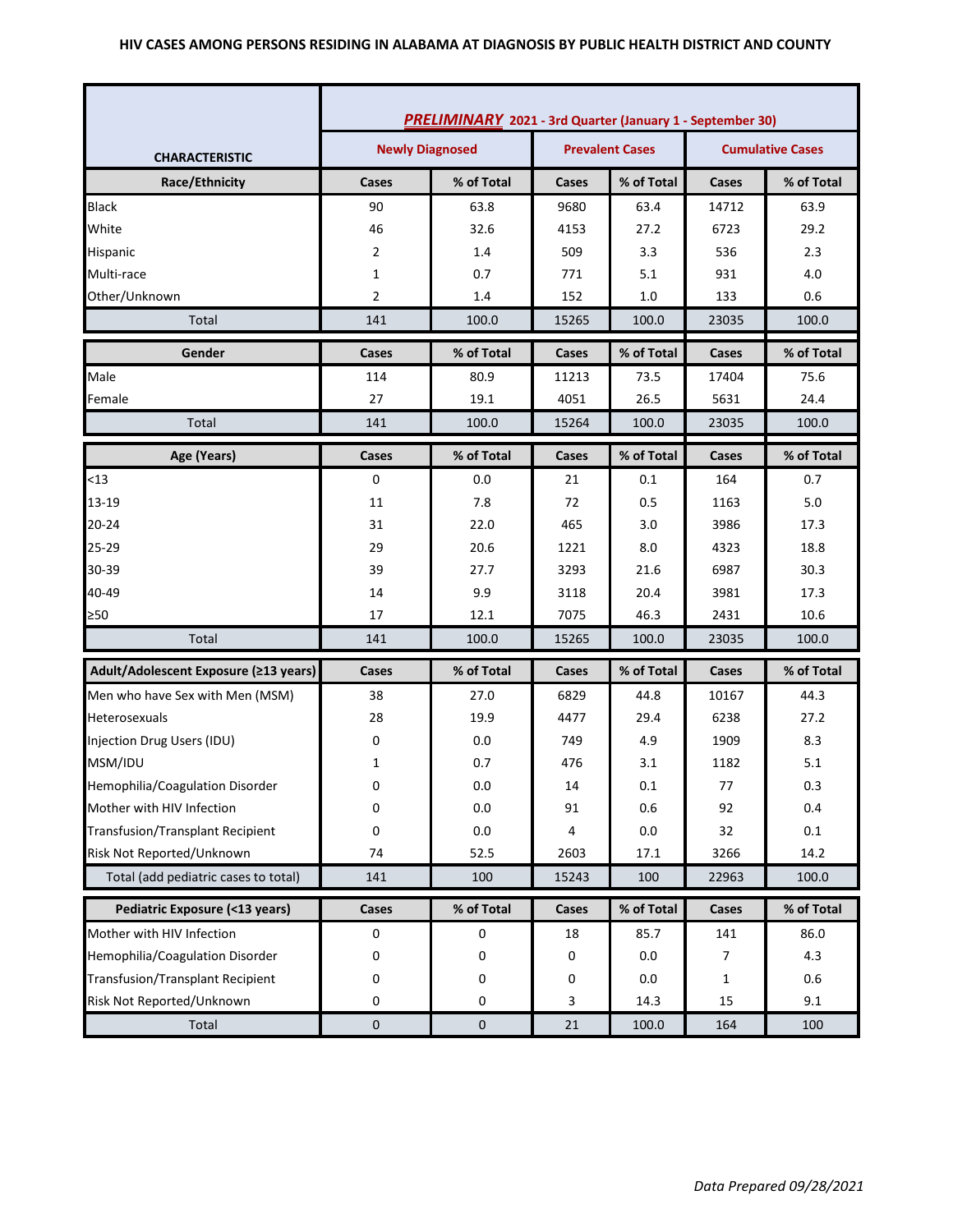# HIV CASES AMONG PERSONS RESIDING IN ALABAMA AT DIAGNOSIS BY PUBLIC HEALTH DISTRICT AND COUNTY

| CHARACTERISTIC | ***PRELIMINARY*** 2021 - 3rd Quarter (January 1 - September 30) | | | | | |
|---|---|---|---|---|---|---|
| | Newly Diagnosed | | Prevalent Cases | | Cumulative Cases | |
| **Race/Ethnicity** | **Cases** | **% of Total** | **Cases** | **% of Total** | **Cases** | **% of Total** |
| Black | 90 | 63.8 | 9680 | 63.4 | 14712 | 63.9 |
| White | 46 | 32.6 | 4153 | 27.2 | 6723 | 29.2 |
| Hispanic | 2 | 1.4 | 509 | 3.3 | 536 | 2.3 |
| Multi-race | 1 | 0.7 | 771 | 5.1 | 931 | 4.0 |
| Other/Unknown | 2 | 1.4 | 152 | 1.0 | 133 | 0.6 |
| Total | 141 | 100.0 | 15265 | 100.0 | 23035 | 100.0 |
| **Gender** | **Cases** | **% of Total** | **Cases** | **% of Total** | **Cases** | **% of Total** |
| Male | 114 | 80.9 | 11213 | 73.5 | 17404 | 75.6 |
| Female | 27 | 19.1 | 4051 | 26.5 | 5631 | 24.4 |
| Total | 141 | 100.0 | 15264 | 100.0 | 23035 | 100.0 |
| **Age (Years)** | **Cases** | **% of Total** | **Cases** | **% of Total** | **Cases** | **% of Total** |
| <13 | 0 | 0.0 | 21 | 0.1 | 164 | 0.7 |
| 13-19 | 11 | 7.8 | 72 | 0.5 | 1163 | 5.0 |
| 20-24 | 31 | 22.0 | 465 | 3.0 | 3986 | 17.3 |
| 25-29 | 29 | 20.6 | 1221 | 8.0 | 4323 | 18.8 |
| 30-39 | 39 | 27.7 | 3293 | 21.6 | 6987 | 30.3 |
| 40-49 | 14 | 9.9 | 3118 | 20.4 | 3981 | 17.3 |
| ≥50 | 17 | 12.1 | 7075 | 46.3 | 2431 | 10.6 |
| Total | 141 | 100.0 | 15265 | 100.0 | 23035 | 100.0 |
| **Adult/Adolescent Exposure (≥13 years)** | **Cases** | **% of Total** | **Cases** | **% of Total** | **Cases** | **% of Total** |
| Men who have Sex with Men (MSM) | 38 | 27.0 | 6829 | 44.8 | 10167 | 44.3 |
| Heterosexuals | 28 | 19.9 | 4477 | 29.4 | 6238 | 27.2 |
| Injection Drug Users (IDU) | 0 | 0.0 | 749 | 4.9 | 1909 | 8.3 |
| MSM/IDU | 1 | 0.7 | 476 | 3.1 | 1182 | 5.1 |
| Hemophilia/Coagulation Disorder | 0 | 0.0 | 14 | 0.1 | 77 | 0.3 |
| Mother with HIV Infection | 0 | 0.0 | 91 | 0.6 | 92 | 0.4 |
| Transfusion/Transplant Recipient | 0 | 0.0 | 4 | 0.0 | 32 | 0.1 |
| Risk Not Reported/Unknown | 74 | 52.5 | 2603 | 17.1 | 3266 | 14.2 |
| Total (add pediatric cases to total) | 141 | 100 | 15243 | 100 | 22963 | 100.0 |
| **Pediatric Exposure (<13 years)** | **Cases** | **% of Total** | **Cases** | **% of Total** | **Cases** | **% of Total** |
| Mother with HIV Infection | 0 | 0 | 18 | 85.7 | 141 | 86.0 |
| Hemophilia/Coagulation Disorder | 0 | 0 | 0 | 0.0 | 7 | 4.3 |
| Transfusion/Transplant Recipient | 0 | 0 | 0 | 0.0 | 1 | 0.6 |
| Risk Not Reported/Unknown | 0 | 0 | 3 | 14.3 | 15 | 9.1 |
| Total | 0 | 0 | 21 | 100.0 | 164 | 100 |

*Data Prepared 09/28/2021*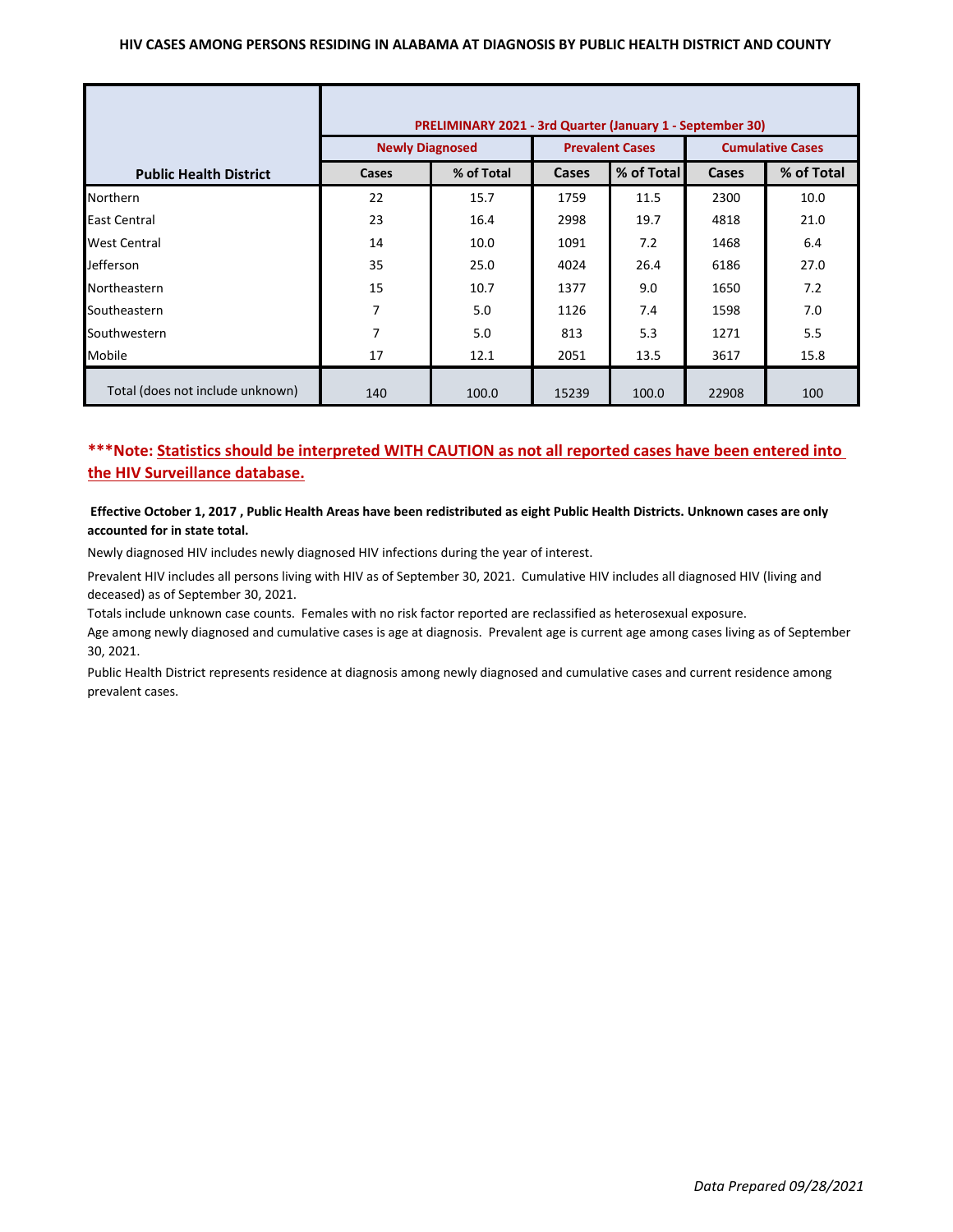### HIV CASES AMONG PERSONS RESIDING IN ALABAMA AT DIAGNOSIS BY PUBLIC HEALTH DISTRICT AND COUNTY

| Public Health District | PRELIMINARY 2021 - 3rd Quarter (January 1 - September 30) | | | | | |
|---|---|---|---|---|---|---|
| | Newly Diagnosed | | Prevalent Cases | | Cumulative Cases | |
| | Cases | % of Total | Cases | % of Total | Cases | % of Total |
| Northern | 22 | 15.7 | 1759 | 11.5 | 2300 | 10.0 |
| East Central | 23 | 16.4 | 2998 | 19.7 | 4818 | 21.0 |
| West Central | 14 | 10.0 | 1091 | 7.2 | 1468 | 6.4 |
| Jefferson | 35 | 25.0 | 4024 | 26.4 | 6186 | 27.0 |
| Northeastern | 15 | 10.7 | 1377 | 9.0 | 1650 | 7.2 |
| Southeastern | 7 | 5.0 | 1126 | 7.4 | 1598 | 7.0 |
| Southwestern | 7 | 5.0 | 813 | 5.3 | 1271 | 5.5 |
| Mobile | 17 | 12.1 | 2051 | 13.5 | 3617 | 15.8 |
| Total (does not include unknown) | 140 | 100.0 | 15239 | 100.0 | 22908 | 100 |

**\*\*\*Note: Statistics should be interpreted WITH CAUTION as not all reported cases have been entered into the HIV Surveillance database.**

**Effective October 1, 2017 , Public Health Areas have been redistributed as eight Public Health Districts. Unknown cases are only accounted for in state total.**

Newly diagnosed HIV includes newly diagnosed HIV infections during the year of interest.

Prevalent HIV includes all persons living with HIV as of September 30, 2021. Cumulative HIV includes all diagnosed HIV (living and deceased) as of September 30, 2021.

Totals include unknown case counts. Females with no risk factor reported are reclassified as heterosexual exposure.

Age among newly diagnosed and cumulative cases is age at diagnosis. Prevalent age is current age among cases living as of September 30, 2021.

Public Health District represents residence at diagnosis among newly diagnosed and cumulative cases and current residence among prevalent cases.

*Data Prepared 09/28/2021*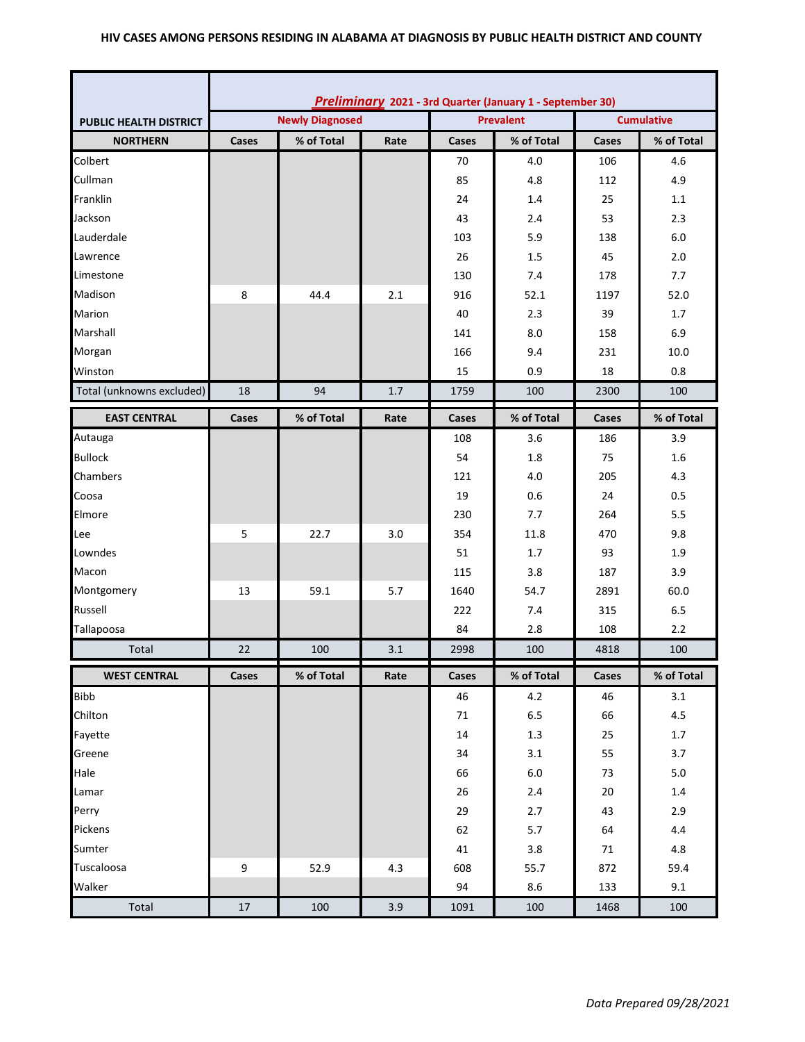**HIV CASES AMONG PERSONS RESIDING IN ALABAMA AT DIAGNOSIS BY PUBLIC HEALTH DISTRICT AND COUNTY**

| PUBLIC HEALTH DISTRICT | ***Preliminary*** 2021 - 3rd Quarter (January 1 - September 30) | | | | | | |
|---|---|---|---|---|---|---|---|
| | Newly Diagnosed | | | Prevalent | | Cumulative | |
| **NORTHERN** | **Cases** | **% of Total** | **Rate** | **Cases** | **% of Total** | **Cases** | **% of Total** |
| Colbert | | | | 70 | 4.0 | 106 | 4.6 |
| Cullman | | | | 85 | 4.8 | 112 | 4.9 |
| Franklin | | | | 24 | 1.4 | 25 | 1.1 |
| Jackson | | | | 43 | 2.4 | 53 | 2.3 |
| Lauderdale | | | | 103 | 5.9 | 138 | 6.0 |
| Lawrence | | | | 26 | 1.5 | 45 | 2.0 |
| Limestone | | | | 130 | 7.4 | 178 | 7.7 |
| Madison | 8 | 44.4 | 2.1 | 916 | 52.1 | 1197 | 52.0 |
| Marion | | | | 40 | 2.3 | 39 | 1.7 |
| Marshall | | | | 141 | 8.0 | 158 | 6.9 |
| Morgan | | | | 166 | 9.4 | 231 | 10.0 |
| Winston | | | | 15 | 0.9 | 18 | 0.8 |
| Total (unknowns excluded) | 18 | 94 | 1.7 | 1759 | 100 | 2300 | 100 |
| **EAST CENTRAL** | **Cases** | **% of Total** | **Rate** | **Cases** | **% of Total** | **Cases** | **% of Total** |
| Autauga | | | | 108 | 3.6 | 186 | 3.9 |
| Bullock | | | | 54 | 1.8 | 75 | 1.6 |
| Chambers | | | | 121 | 4.0 | 205 | 4.3 |
| Coosa | | | | 19 | 0.6 | 24 | 0.5 |
| Elmore | | | | 230 | 7.7 | 264 | 5.5 |
| Lee | 5 | 22.7 | 3.0 | 354 | 11.8 | 470 | 9.8 |
| Lowndes | | | | 51 | 1.7 | 93 | 1.9 |
| Macon | | | | 115 | 3.8 | 187 | 3.9 |
| Montgomery | 13 | 59.1 | 5.7 | 1640 | 54.7 | 2891 | 60.0 |
| Russell | | | | 222 | 7.4 | 315 | 6.5 |
| Tallapoosa | | | | 84 | 2.8 | 108 | 2.2 |
| Total | 22 | 100 | 3.1 | 2998 | 100 | 4818 | 100 |
| **WEST CENTRAL** | **Cases** | **% of Total** | **Rate** | **Cases** | **% of Total** | **Cases** | **% of Total** |
| Bibb | | | | 46 | 4.2 | 46 | 3.1 |
| Chilton | | | | 71 | 6.5 | 66 | 4.5 |
| Fayette | | | | 14 | 1.3 | 25 | 1.7 |
| Greene | | | | 34 | 3.1 | 55 | 3.7 |
| Hale | | | | 66 | 6.0 | 73 | 5.0 |
| Lamar | | | | 26 | 2.4 | 20 | 1.4 |
| Perry | | | | 29 | 2.7 | 43 | 2.9 |
| Pickens | | | | 62 | 5.7 | 64 | 4.4 |
| Sumter | | | | 41 | 3.8 | 71 | 4.8 |
| Tuscaloosa | 9 | 52.9 | 4.3 | 608 | 55.7 | 872 | 59.4 |
| Walker | | | | 94 | 8.6 | 133 | 9.1 |
| Total | 17 | 100 | 3.9 | 1091 | 100 | 1468 | 100 |

*Data Prepared 09/28/2021*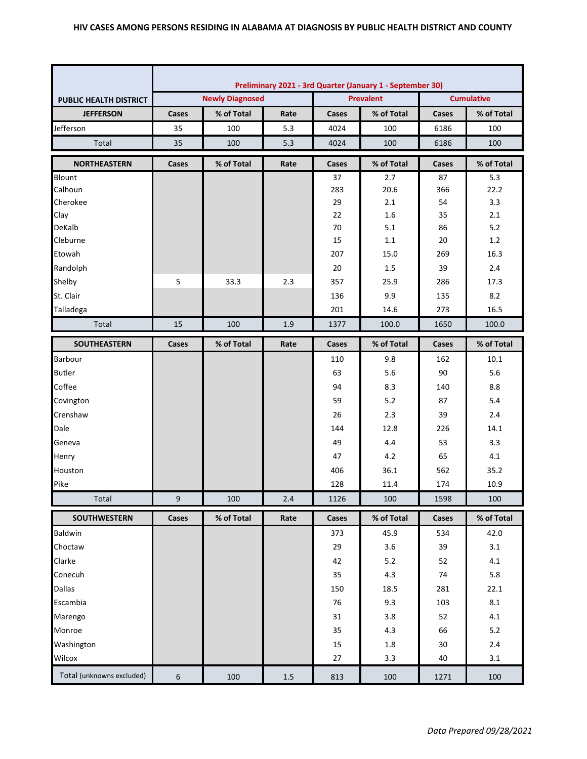# HIV CASES AMONG PERSONS RESIDING IN ALABAMA AT DIAGNOSIS BY PUBLIC HEALTH DISTRICT AND COUNTY

| PUBLIC HEALTH DISTRICT | Preliminary 2021 - 3rd Quarter (January 1 - September 30) | | | | | | |
|---|---|---|---|---|---|---|---|
| | Newly Diagnosed | | | Prevalent | | Cumulative | |
| JEFFERSON | Cases | % of Total | Rate | Cases | % of Total | Cases | % of Total |
| Jefferson | 35 | 100 | 5.3 | 4024 | 100 | 6186 | 100 |
| Total | 35 | 100 | 5.3 | 4024 | 100 | 6186 | 100 |
| NORTHEASTERN | Cases | % of Total | Rate | Cases | % of Total | Cases | % of Total |
| Blount | | | | 37 | 2.7 | 87 | 5.3 |
| Calhoun | | | | 283 | 20.6 | 366 | 22.2 |
| Cherokee | | | | 29 | 2.1 | 54 | 3.3 |
| Clay | | | | 22 | 1.6 | 35 | 2.1 |
| DeKalb | | | | 70 | 5.1 | 86 | 5.2 |
| Cleburne | | | | 15 | 1.1 | 20 | 1.2 |
| Etowah | | | | 207 | 15.0 | 269 | 16.3 |
| Randolph | | | | 20 | 1.5 | 39 | 2.4 |
| Shelby | 5 | 33.3 | 2.3 | 357 | 25.9 | 286 | 17.3 |
| St. Clair | | | | 136 | 9.9 | 135 | 8.2 |
| Talladega | | | | 201 | 14.6 | 273 | 16.5 |
| Total | 15 | 100 | 1.9 | 1377 | 100.0 | 1650 | 100.0 |
| SOUTHEASTERN | Cases | % of Total | Rate | Cases | % of Total | Cases | % of Total |
| Barbour | | | | 110 | 9.8 | 162 | 10.1 |
| Butler | | | | 63 | 5.6 | 90 | 5.6 |
| Coffee | | | | 94 | 8.3 | 140 | 8.8 |
| Covington | | | | 59 | 5.2 | 87 | 5.4 |
| Crenshaw | | | | 26 | 2.3 | 39 | 2.4 |
| Dale | | | | 144 | 12.8 | 226 | 14.1 |
| Geneva | | | | 49 | 4.4 | 53 | 3.3 |
| Henry | | | | 47 | 4.2 | 65 | 4.1 |
| Houston | | | | 406 | 36.1 | 562 | 35.2 |
| Pike | | | | 128 | 11.4 | 174 | 10.9 |
| Total | 9 | 100 | 2.4 | 1126 | 100 | 1598 | 100 |
| SOUTHWESTERN | Cases | % of Total | Rate | Cases | % of Total | Cases | % of Total |
| Baldwin | | | | 373 | 45.9 | 534 | 42.0 |
| Choctaw | | | | 29 | 3.6 | 39 | 3.1 |
| Clarke | | | | 42 | 5.2 | 52 | 4.1 |
| Conecuh | | | | 35 | 4.3 | 74 | 5.8 |
| Dallas | | | | 150 | 18.5 | 281 | 22.1 |
| Escambia | | | | 76 | 9.3 | 103 | 8.1 |
| Marengo | | | | 31 | 3.8 | 52 | 4.1 |
| Monroe | | | | 35 | 4.3 | 66 | 5.2 |
| Washington | | | | 15 | 1.8 | 30 | 2.4 |
| Wilcox | | | | 27 | 3.3 | 40 | 3.1 |
| Total (unknowns excluded) | 6 | 100 | 1.5 | 813 | 100 | 1271 | 100 |

*Data Prepared 09/28/2021*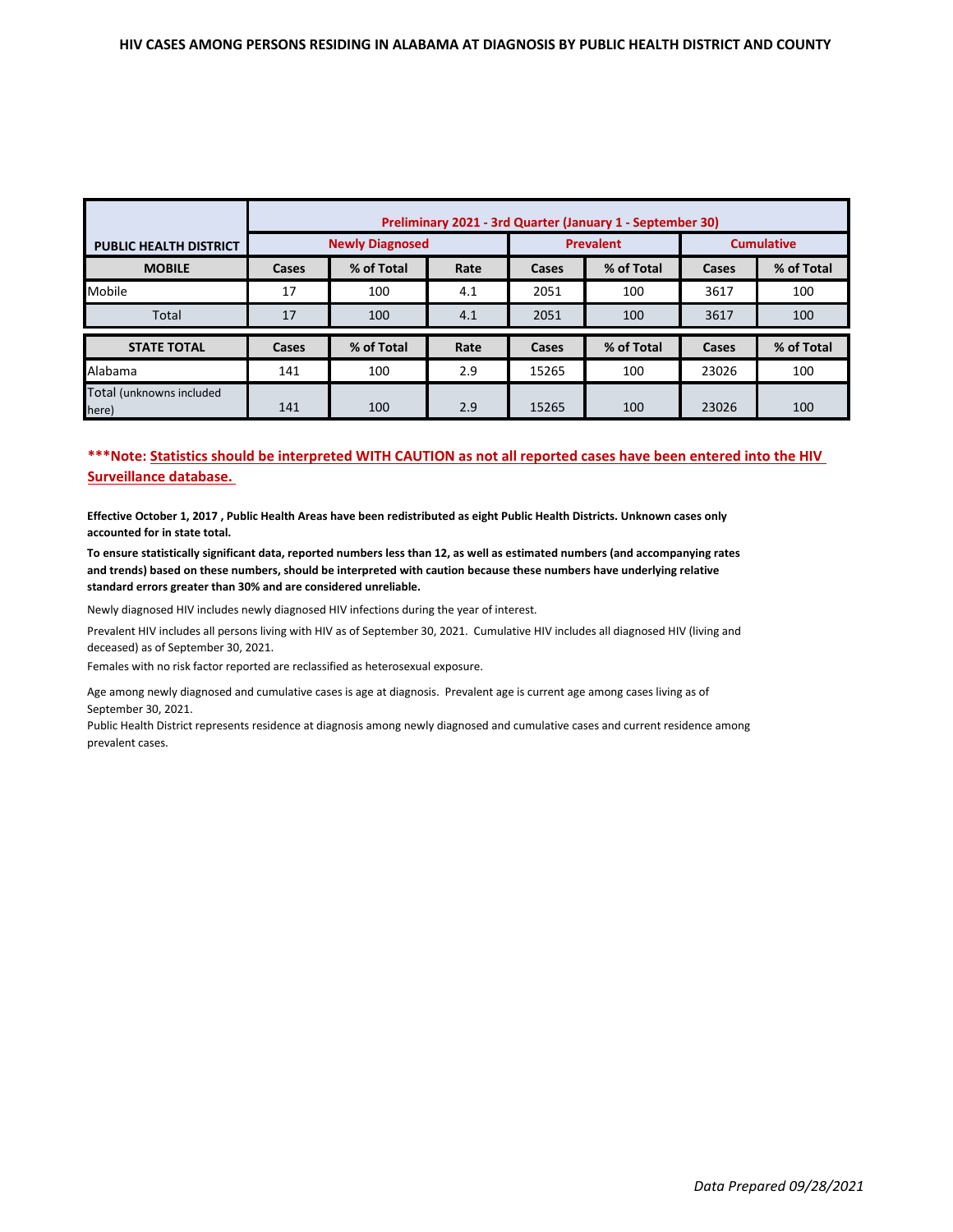# HIV CASES AMONG PERSONS RESIDING IN ALABAMA AT DIAGNOSIS BY PUBLIC HEALTH DISTRICT AND COUNTY

| PUBLIC HEALTH DISTRICT | Preliminary 2021 - 3rd Quarter (January 1 - September 30) | | | | | | |
|---|---|---|---|---|---|---|---|
| | Newly Diagnosed | | | Prevalent | | Cumulative | |
| **MOBILE** | **Cases** | **% of Total** | **Rate** | **Cases** | **% of Total** | **Cases** | **% of Total** |
| Mobile | 17 | 100 | 4.1 | 2051 | 100 | 3617 | 100 |
| Total | 17 | 100 | 4.1 | 2051 | 100 | 3617 | 100 |
| **STATE TOTAL** | **Cases** | **% of Total** | **Rate** | **Cases** | **% of Total** | **Cases** | **% of Total** |
| Alabama | 141 | 100 | 2.9 | 15265 | 100 | 23026 | 100 |
| Total (unknowns included here) | 141 | 100 | 2.9 | 15265 | 100 | 23026 | 100 |

**\*\*\*Note: Statistics should be interpreted WITH CAUTION as not all reported cases have been entered into the HIV Surveillance database.**

**Effective October 1, 2017 , Public Health Areas have been redistributed as eight Public Health Districts. Unknown cases only accounted for in state total.**

**To ensure statistically significant data, reported numbers less than 12, as well as estimated numbers (and accompanying rates and trends) based on these numbers, should be interpreted with caution because these numbers have underlying relative standard errors greater than 30% and are considered unreliable.**

Newly diagnosed HIV includes newly diagnosed HIV infections during the year of interest.

Prevalent HIV includes all persons living with HIV as of September 30, 2021. Cumulative HIV includes all diagnosed HIV (living and deceased) as of September 30, 2021.

Females with no risk factor reported are reclassified as heterosexual exposure.

Age among newly diagnosed and cumulative cases is age at diagnosis. Prevalent age is current age among cases living as of September 30, 2021.

Public Health District represents residence at diagnosis among newly diagnosed and cumulative cases and current residence among prevalent cases.

*Data Prepared 09/28/2021*